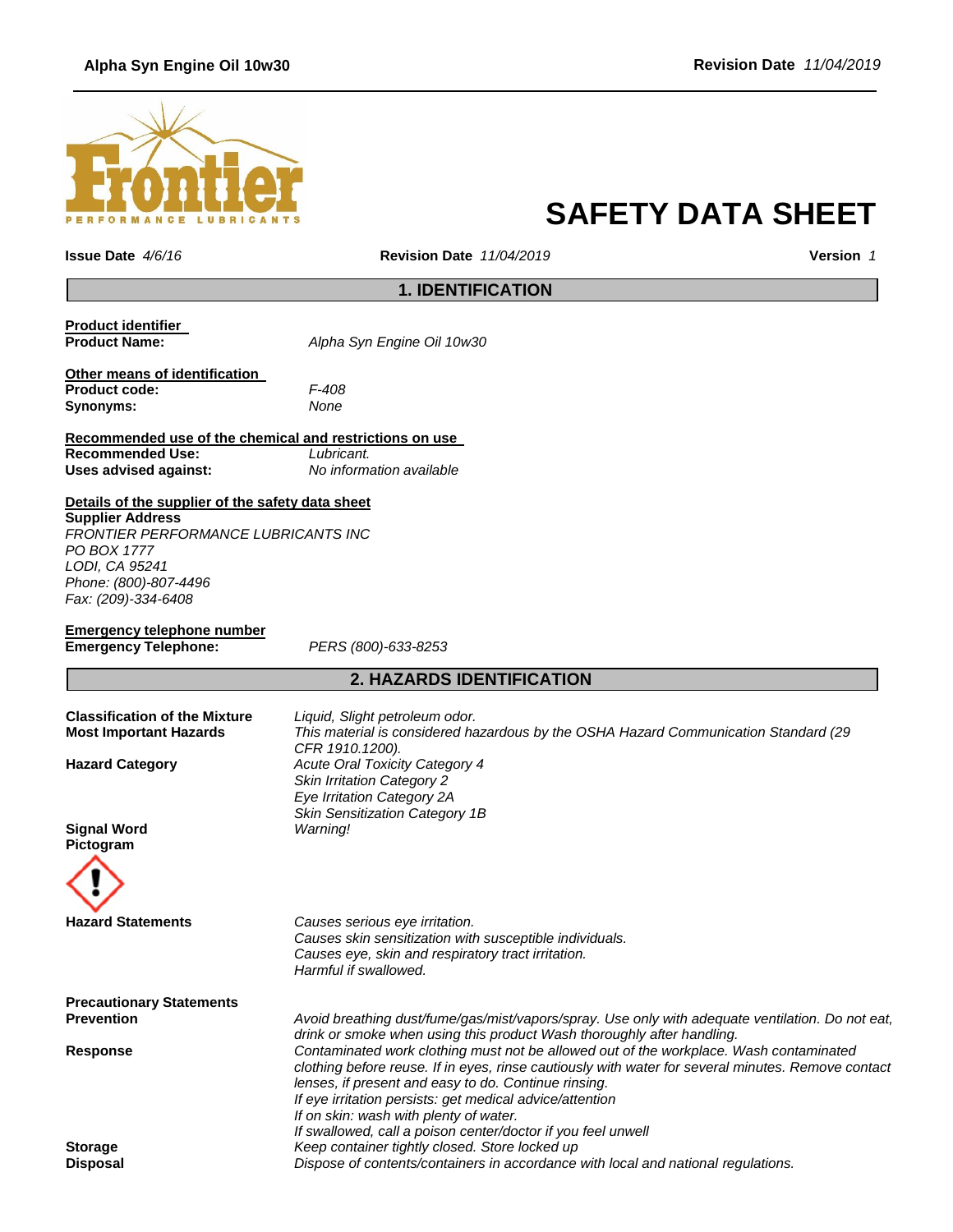# SAFETY DATA SHEET

**Issue Date** *4/6/16* **Revision Date** *11/04/2019* **Version** *1*

## 1. IDENTIFICATION

**Product identifier**
**Product Name:** *Alpha Syn Engine Oil 10w30*

**Other means of identification**
**Product code:** *F-408*
**Synonyms:** *None*

**Recommended use of the chemical and restrictions on use**
**Recommended Use:** *Lubricant.*
**Uses advised against:** *No information available*

**Details of the supplier of the safety data sheet**
**Supplier Address**
*FRONTIER PERFORMANCE LUBRICANTS INC*
*PO BOX 1777*
*LODI, CA 95241*
*Phone: (800)-807-4496*
*Fax: (209)-334-6408*

**Emergency telephone number**
**Emergency Telephone:** *PERS (800)-633-8253*

## 2. HAZARDS IDENTIFICATION

**Classification of the Mixture** *Liquid, Slight petroleum odor.*
**Most Important Hazards** *This material is considered hazardous by the OSHA Hazard Communication Standard (29 CFR 1910.1200).*

**Hazard Category**
*Acute Oral Toxicity Category 4*
*Skin Irritation Category 2*
*Eye Irritation Category 2A*
*Skin Sensitization Category 1B*

**Signal Word** *Warning!*
**Pictogram**

**Hazard Statements**
*Causes serious eye irritation.*
*Causes skin sensitization with susceptible individuals.*
*Causes eye, skin and respiratory tract irritation.*
*Harmful if swallowed.*

**Precautionary Statements**

**Prevention** *Avoid breathing dust/fume/gas/mist/vapors/spray. Use only with adequate ventilation. Do not eat, drink or smoke when using this product Wash thoroughly after handling.*

**Response** *Contaminated work clothing must not be allowed out of the workplace. Wash contaminated clothing before reuse. If in eyes, rinse cautiously with water for several minutes. Remove contact lenses, if present and easy to do. Continue rinsing.*
*If eye irritation persists: get medical advice/attention*
*If on skin: wash with plenty of water.*
*If swallowed, call a poison center/doctor if you feel unwell*

**Storage** *Keep container tightly closed. Store locked up*

**Disposal** *Dispose of contents/containers in accordance with local and national regulations.*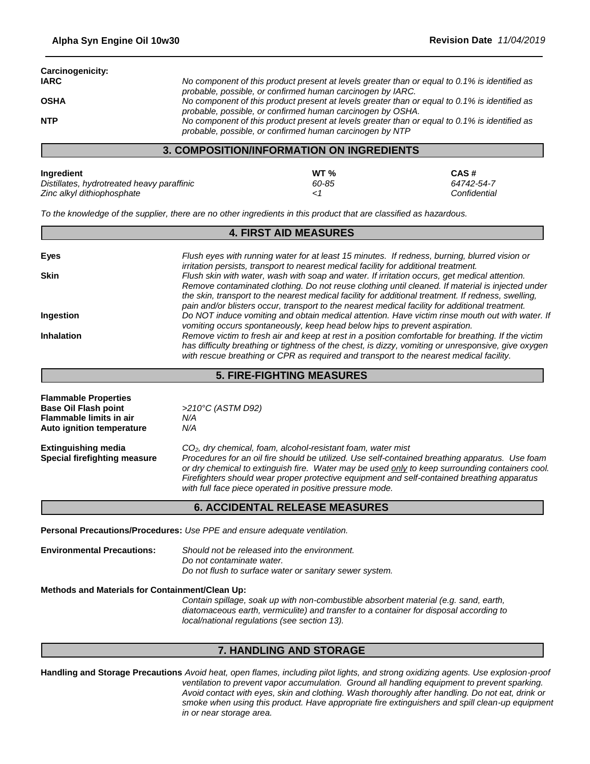**Carcinogenicity:**

| | |
|---|---|
| **IARC** | *No component of this product present at levels greater than or equal to 0.1% is identified as probable, possible, or confirmed human carcinogen by IARC.* |
| **OSHA** | *No component of this product present at levels greater than or equal to 0.1% is identified as probable, possible, or confirmed human carcinogen by OSHA.* |
| **NTP** | *No component of this product present at levels greater than or equal to 0.1% is identified as probable, possible, or confirmed human carcinogen by NTP* |

## 3. COMPOSITION/INFORMATION ON INGREDIENTS

| Ingredient | WT % | CAS # |
|---|---|---|
| *Distillates, hydrotreated heavy paraffinic* | *60-85* | *64742-54-7* |
| *Zinc alkyl dithiophosphate* | *<1* | *Confidential* |

*To the knowledge of the supplier, there are no other ingredients in this product that are classified as hazardous.*

## 4. FIRST AID MEASURES

| | |
|---|---|
| **Eyes** | *Flush eyes with running water for at least 15 minutes. If redness, burning, blurred vision or irritation persists, transport to nearest medical facility for additional treatment.* |
| **Skin** | *Flush skin with water, wash with soap and water. If irritation occurs, get medical attention. Remove contaminated clothing. Do not reuse clothing until cleaned. If material is injected under the skin, transport to the nearest medical facility for additional treatment. If redness, swelling, pain and/or blisters occur, transport to the nearest medical facility for additional treatment.* |
| **Ingestion** | *Do NOT induce vomiting and obtain medical attention. Have victim rinse mouth out with water. If vomiting occurs spontaneously, keep head below hips to prevent aspiration.* |
| **Inhalation** | *Remove victim to fresh air and keep at rest in a position comfortable for breathing. If the victim has difficulty breathing or tightness of the chest, is dizzy, vomiting or unresponsive, give oxygen with rescue breathing or CPR as required and transport to the nearest medical facility.* |

## 5. FIRE-FIGHTING MEASURES

| | |
|---|---|
| **Flammable Properties** | |
| **Base Oil Flash point** | *>210°C (ASTM D92)* |
| **Flammable limits in air** | *N/A* |
| **Auto ignition temperature** | *N/A* |
| **Extinguishing media** | *$CO_2$, dry chemical, foam, alcohol-resistant foam, water mist* |
| **Special firefighting measure** | *Procedures for an oil fire should be utilized. Use self-contained breathing apparatus. Use foam or dry chemical to extinguish fire. Water may be used only to keep surrounding containers cool. Firefighters should wear proper protective equipment and self-contained breathing apparatus with full face piece operated in positive pressure mode.* |

## 6. ACCIDENTAL RELEASE MEASURES

**Personal Precautions/Procedures:** *Use PPE and ensure adequate ventilation.*

**Environmental Precautions:** *Should not be released into the environment.*
*Do not contaminate water.*
*Do not flush to surface water or sanitary sewer system.*

**Methods and Materials for Containment/Clean Up:**

*Contain spillage, soak up with non-combustible absorbent material (e.g. sand, earth, diatomaceous earth, vermiculite) and transfer to a container for disposal according to local/national regulations (see section 13).*

## 7. HANDLING AND STORAGE

**Handling and Storage Precautions** *Avoid heat, open flames, including pilot lights, and strong oxidizing agents. Use explosion-proof ventilation to prevent vapor accumulation. Ground all handling equipment to prevent sparking. Avoid contact with eyes, skin and clothing. Wash thoroughly after handling. Do not eat, drink or smoke when using this product. Have appropriate fire extinguishers and spill clean-up equipment in or near storage area.*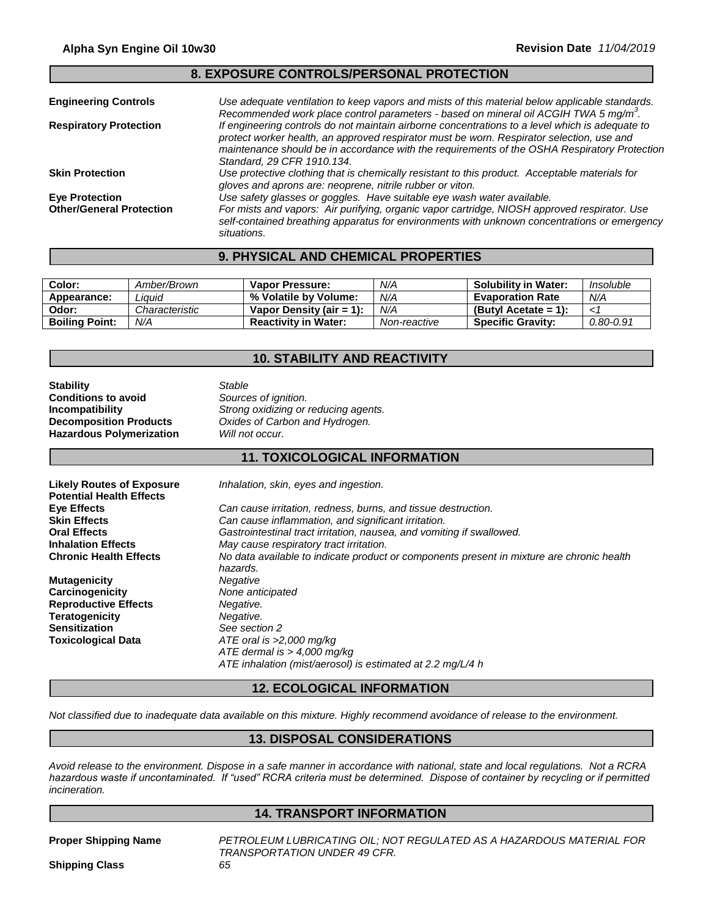## 8. EXPOSURE CONTROLS/PERSONAL PROTECTION

**Engineering Controls** — *Use adequate ventilation to keep vapors and mists of this material below applicable standards. Recommended work place control parameters - based on mineral oil ACGIH TWA 5 mg/m$^3$.*

**Respiratory Protection** — *If engineering controls do not maintain airborne concentrations to a level which is adequate to protect worker health, an approved respirator must be worn. Respirator selection, use and maintenance should be in accordance with the requirements of the OSHA Respiratory Protection Standard, 29 CFR 1910.134.*

**Skin Protection** — *Use protective clothing that is chemically resistant to this product. Acceptable materials for gloves and aprons are: neoprene, nitrile rubber or viton.*

**Eye Protection** — *Use safety glasses or goggles. Have suitable eye wash water available.*

**Other/General Protection** — *For mists and vapors: Air purifying, organic vapor cartridge, NIOSH approved respirator. Use self-contained breathing apparatus for environments with unknown concentrations or emergency situations.*

## 9. PHYSICAL AND CHEMICAL PROPERTIES

| **Color:** | *Amber/Brown* | **Vapor Pressure:** | *N/A* | **Solubility in Water:** | *Insoluble* |
|---|---|---|---|---|---|
| **Appearance:** | *Liquid* | **% Volatile by Volume:** | *N/A* | **Evaporation Rate** | *N/A* |
| **Odor:** | *Characteristic* | **Vapor Density (air = 1):** | *N/A* | **(Butyl Acetate = 1):** | *<1* |
| **Boiling Point:** | *N/A* | **Reactivity in Water:** | *Non-reactive* | **Specific Gravity:** | *0.80-0.91* |

## 10. STABILITY AND REACTIVITY

**Stability** — *Stable*

**Conditions to avoid** — *Sources of ignition.*

**Incompatibility** — *Strong oxidizing or reducing agents.*

**Decomposition Products** — *Oxides of Carbon and Hydrogen.*

**Hazardous Polymerization** — *Will not occur.*

## 11. TOXICOLOGICAL INFORMATION

**Likely Routes of Exposure** — *Inhalation, skin, eyes and ingestion.*

**Potential Health Effects**

**Eye Effects** — *Can cause irritation, redness, burns, and tissue destruction.*

**Skin Effects** — *Can cause inflammation, and significant irritation.*

**Oral Effects** — *Gastrointestinal tract irritation, nausea, and vomiting if swallowed.*

**Inhalation Effects** — *May cause respiratory tract irritation.*

**Chronic Health Effects** — *No data available to indicate product or components present in mixture are chronic health hazards.*

**Mutagenicity** — *Negative*

**Carcinogenicity** — *None anticipated*

**Reproductive Effects** — *Negative.*

**Teratogenicity** — *Negative.*

**Sensitization** — *See section 2*

**Toxicological Data** — *ATE oral is >2,000 mg/kg*
*ATE dermal is > 4,000 mg/kg*
*ATE inhalation (mist/aerosol) is estimated at 2.2 mg/L/4 h*

## 12. ECOLOGICAL INFORMATION

*Not classified due to inadequate data available on this mixture. Highly recommend avoidance of release to the environment.*

## 13. DISPOSAL CONSIDERATIONS

*Avoid release to the environment. Dispose in a safe manner in accordance with national, state and local regulations. Not a RCRA hazardous waste if uncontaminated. If "used" RCRA criteria must be determined. Dispose of container by recycling or if permitted incineration.*

## 14. TRANSPORT INFORMATION

**Proper Shipping Name** — *PETROLEUM LUBRICATING OIL; NOT REGULATED AS A HAZARDOUS MATERIAL FOR TRANSPORTATION UNDER 49 CFR.*

**Shipping Class** — *65*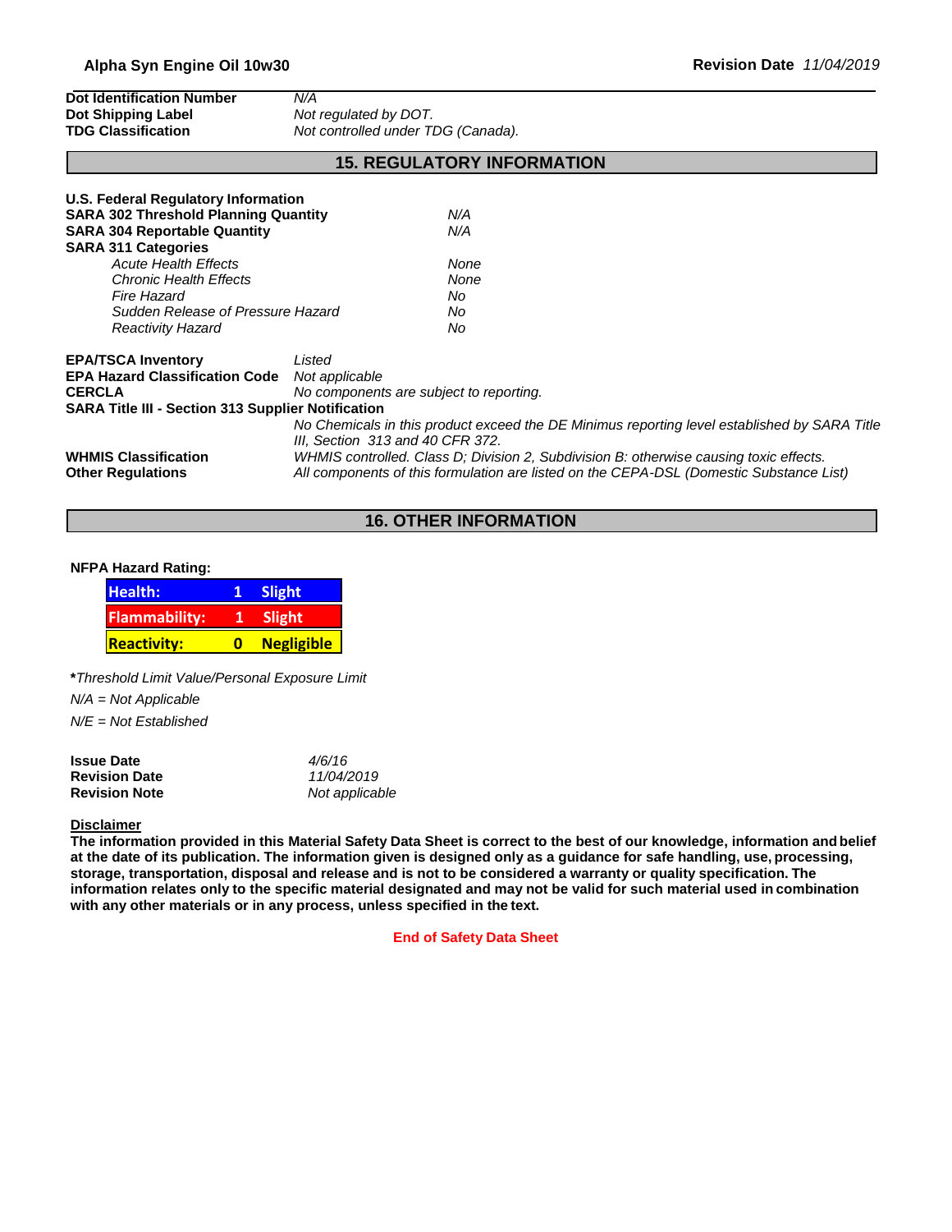| | |
|---|---|
| **Dot Identification Number** | *N/A* |
| **Dot Shipping Label** | *Not regulated by DOT.* |
| **TDG Classification** | *Not controlled under TDG (Canada).* |

## 15. REGULATORY INFORMATION

| | |
|---|---|
| **U.S. Federal Regulatory Information** | |
| **SARA 302 Threshold Planning Quantity** | *N/A* |
| **SARA 304 Reportable Quantity** | *N/A* |
| **SARA 311 Categories** | |
| *Acute Health Effects* | *None* |
| *Chronic Health Effects* | *None* |
| *Fire Hazard* | *No* |
| *Sudden Release of Pressure Hazard* | *No* |
| *Reactivity Hazard* | *No* |

| | |
|---|---|
| **EPA/TSCA Inventory** | *Listed* |
| **EPA Hazard Classification Code** | *Not applicable* |
| **CERCLA** | *No components are subject to reporting.* |
| **SARA Title III - Section 313 Supplier Notification** | *No Chemicals in this product exceed the DE Minimus reporting level established by SARA Title III, Section 313 and 40 CFR 372.* |
| **WHMIS Classification** | *WHMIS controlled. Class D; Division 2, Subdivision B: otherwise causing toxic effects.* |
| **Other Regulations** | *All components of this formulation are listed on the CEPA-DSL (Domestic Substance List)* |

## 16. OTHER INFORMATION

**NFPA Hazard Rating:**

| | | |
|---|---|---|
| **Health:** | **1** | **Slight** |
| **Flammability:** | **1** | **Slight** |
| **Reactivity:** | **0** | **Negligible** |

***Threshold Limit Value/Personal Exposure Limit*

*N/A = Not Applicable*

*N/E = Not Established*

| | |
|---|---|
| **Issue Date** | *4/6/16* |
| **Revision Date** | *11/04/2019* |
| **Revision Note** | *Not applicable* |

**Disclaimer**

**The information provided in this Material Safety Data Sheet is correct to the best of our knowledge, information and belief at the date of its publication. The information given is designed only as a guidance for safe handling, use, processing, storage, transportation, disposal and release and is not to be considered a warranty or quality specification. The information relates only to the specific material designated and may not be valid for such material used in combination with any other materials or in any process, unless specified in the text.**

**End of Safety Data Sheet**